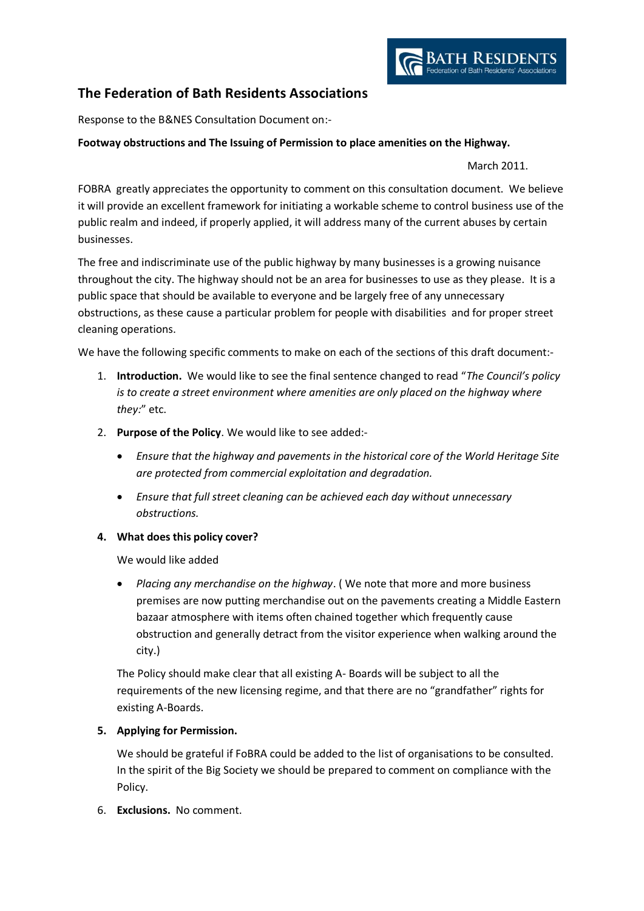# The Federation of Bath Residents Associations

Response to the B&NES Consultation Document on:-

**Footway obstructions and The Issuing of Permission to place amenities on the Highway.**

March 2011.

FOBRA greatly appreciates the opportunity to comment on this consultation document. We believe it will provide an excellent framework for initiating a workable scheme to control business use of the public realm and indeed, if properly applied, it will address many of the current abuses by certain businesses.

The free and indiscriminate use of the public highway by many businesses is a growing nuisance throughout the city. The highway should not be an area for businesses to use as they please. It is a public space that should be available to everyone and be largely free of any unnecessary obstructions, as these cause a particular problem for people with disabilities and for proper street cleaning operations.

We have the following specific comments to make on each of the sections of this draft document:-

1. **Introduction.** We would like to see the final sentence changed to read "*The Council's policy is to create a street environment where amenities are only placed on the highway where they:*" etc.

2. **Purpose of the Policy**. We would like to see added:-

   - *Ensure that the highway and pavements in the historical core of the World Heritage Site are protected from commercial exploitation and degradation.*
   - *Ensure that full street cleaning can be achieved each day without unnecessary obstructions.*

4. **What does this policy cover?**

   We would like added

   - *Placing any merchandise on the highway*. ( We note that more and more business premises are now putting merchandise out on the pavements creating a Middle Eastern bazaar atmosphere with items often chained together which frequently cause obstruction and generally detract from the visitor experience when walking around the city.)

   The Policy should make clear that all existing A- Boards will be subject to all the requirements of the new licensing regime, and that there are no "grandfather" rights for existing A-Boards.

5. **Applying for Permission.**

   We should be grateful if FoBRA could be added to the list of organisations to be consulted. In the spirit of the Big Society we should be prepared to comment on compliance with the Policy.

6. **Exclusions.** No comment.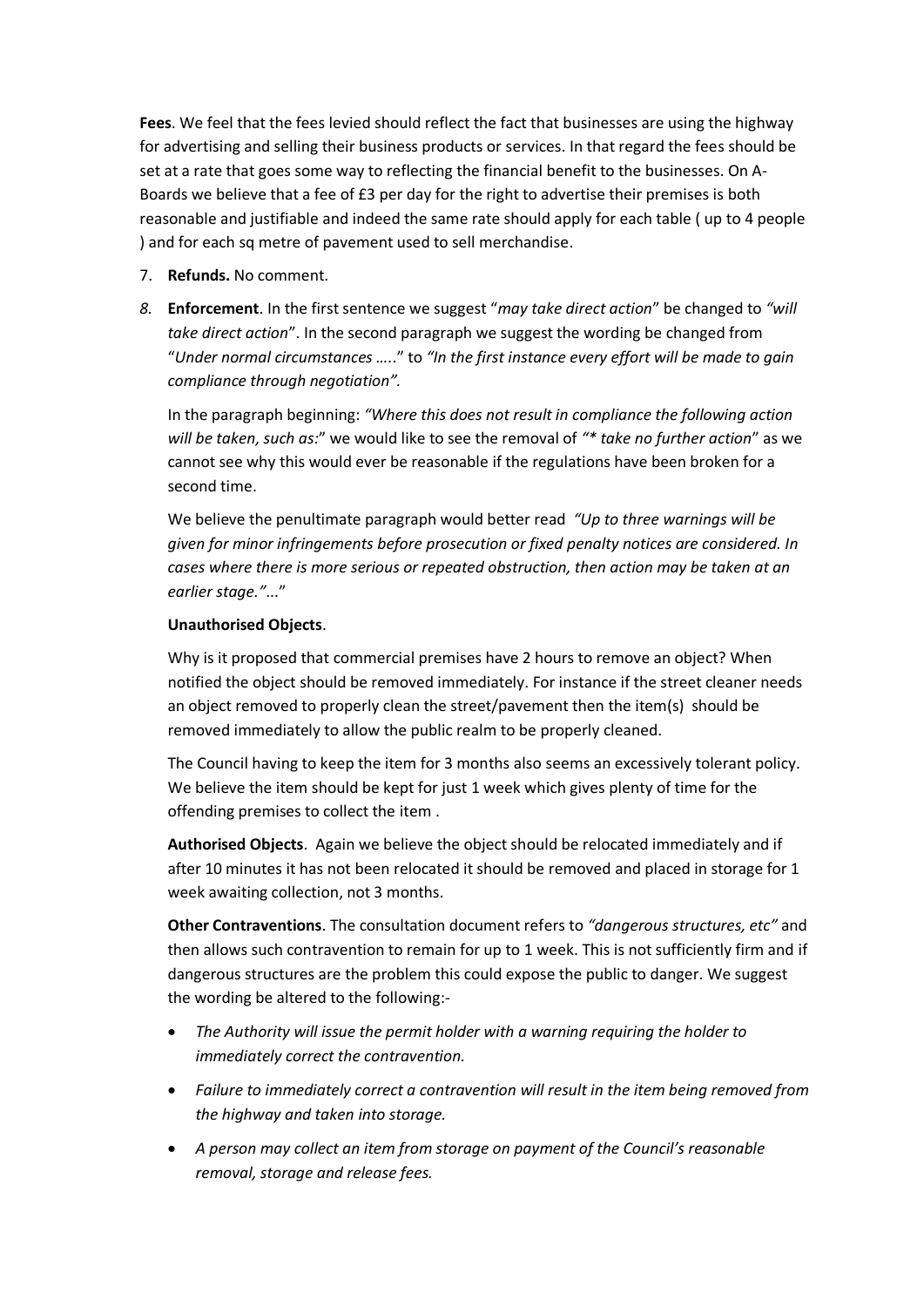**Fees**. We feel that the fees levied should reflect the fact that businesses are using the highway for advertising and selling their business products or services. In that regard the fees should be set at a rate that goes some way to reflecting the financial benefit to the businesses. On A-Boards we believe that a fee of £3 per day for the right to advertise their premises is both reasonable and justifiable and indeed the same rate should apply for each table ( up to 4 people ) and for each sq metre of pavement used to sell merchandise.

7. **Refunds.** No comment.

8. **Enforcement**. In the first sentence we suggest "*may take direct action*" be changed to *"will take direct action*". In the second paragraph we suggest the wording be changed from "*Under normal circumstances …..*" to *"In the first instance every effort will be made to gain compliance through negotiation"*.

   In the paragraph beginning: *"Where this does not result in compliance the following action will be taken, such as:*" we would like to see the removal of *"* take no further action*" as we cannot see why this would ever be reasonable if the regulations have been broken for a second time.

   We believe the penultimate paragraph would better read *"Up to three warnings will be given for minor infringements before prosecution or fixed penalty notices are considered. In cases where there is more serious or repeated obstruction, then action may be taken at an earlier stage."*..."

   **Unauthorised Objects**.

   Why is it proposed that commercial premises have 2 hours to remove an object? When notified the object should be removed immediately. For instance if the street cleaner needs an object removed to properly clean the street/pavement then the item(s) should be removed immediately to allow the public realm to be properly cleaned.

   The Council having to keep the item for 3 months also seems an excessively tolerant policy. We believe the item should be kept for just 1 week which gives plenty of time for the offending premises to collect the item .

   **Authorised Objects**. Again we believe the object should be relocated immediately and if after 10 minutes it has not been relocated it should be removed and placed in storage for 1 week awaiting collection, not 3 months.

   **Other Contraventions**. The consultation document refers to *"dangerous structures, etc"* and then allows such contravention to remain for up to 1 week. This is not sufficiently firm and if dangerous structures are the problem this could expose the public to danger. We suggest the wording be altered to the following:-

   - *The Authority will issue the permit holder with a warning requiring the holder to immediately correct the contravention.*
   - *Failure to immediately correct a contravention will result in the item being removed from the highway and taken into storage.*
   - *A person may collect an item from storage on payment of the Council's reasonable removal, storage and release fees.*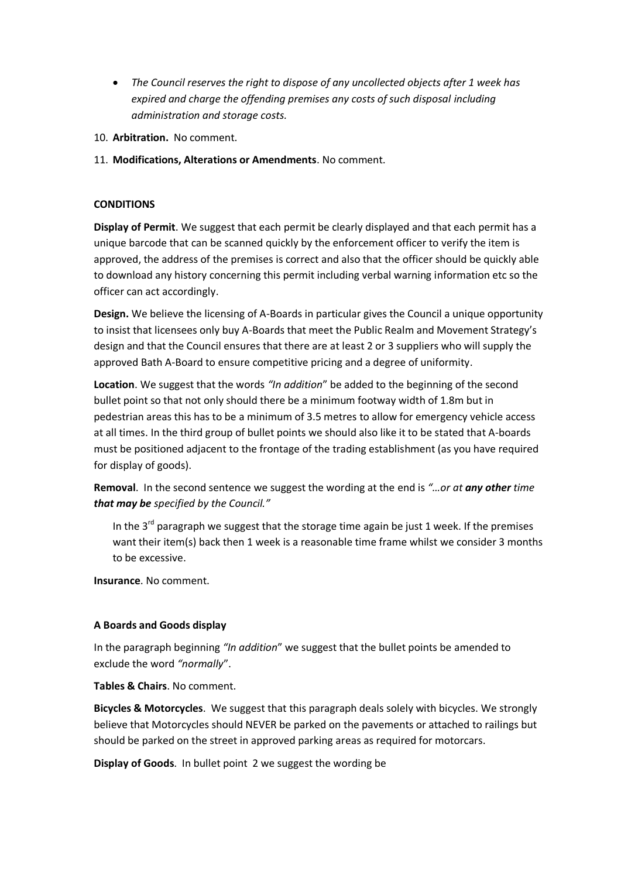- *The Council reserves the right to dispose of any uncollected objects after 1 week has expired and charge the offending premises any costs of such disposal including administration and storage costs.*

10. **Arbitration.** No comment.
11. **Modifications, Alterations or Amendments**. No comment.

**CONDITIONS**

**Display of Permit**. We suggest that each permit be clearly displayed and that each permit has a unique barcode that can be scanned quickly by the enforcement officer to verify the item is approved, the address of the premises is correct and also that the officer should be quickly able to download any history concerning this permit including verbal warning information etc so the officer can act accordingly.

**Design.** We believe the licensing of A-Boards in particular gives the Council a unique opportunity to insist that licensees only buy A-Boards that meet the Public Realm and Movement Strategy's design and that the Council ensures that there are at least 2 or 3 suppliers who will supply the approved Bath A-Board to ensure competitive pricing and a degree of uniformity.

**Location**. We suggest that the words *"In addition*" be added to the beginning of the second bullet point so that not only should there be a minimum footway width of 1.8m but in pedestrian areas this has to be a minimum of 3.5 metres to allow for emergency vehicle access at all times. In the third group of bullet points we should also like it to be stated that A-boards must be positioned adjacent to the frontage of the trading establishment (as you have required for display of goods).

**Removal**. In the second sentence we suggest the wording at the end is *"…or at **any other** time **that may be** specified by the Council."*

In the 3rd paragraph we suggest that the storage time again be just 1 week. If the premises want their item(s) back then 1 week is a reasonable time frame whilst we consider 3 months to be excessive.

**Insurance**. No comment.

**A Boards and Goods display**

In the paragraph beginning *"In addition*" we suggest that the bullet points be amended to exclude the word *"normally*".

**Tables & Chairs**. No comment.

**Bicycles & Motorcycles**. We suggest that this paragraph deals solely with bicycles. We strongly believe that Motorcycles should NEVER be parked on the pavements or attached to railings but should be parked on the street in approved parking areas as required for motorcars.

**Display of Goods**. In bullet point 2 we suggest the wording be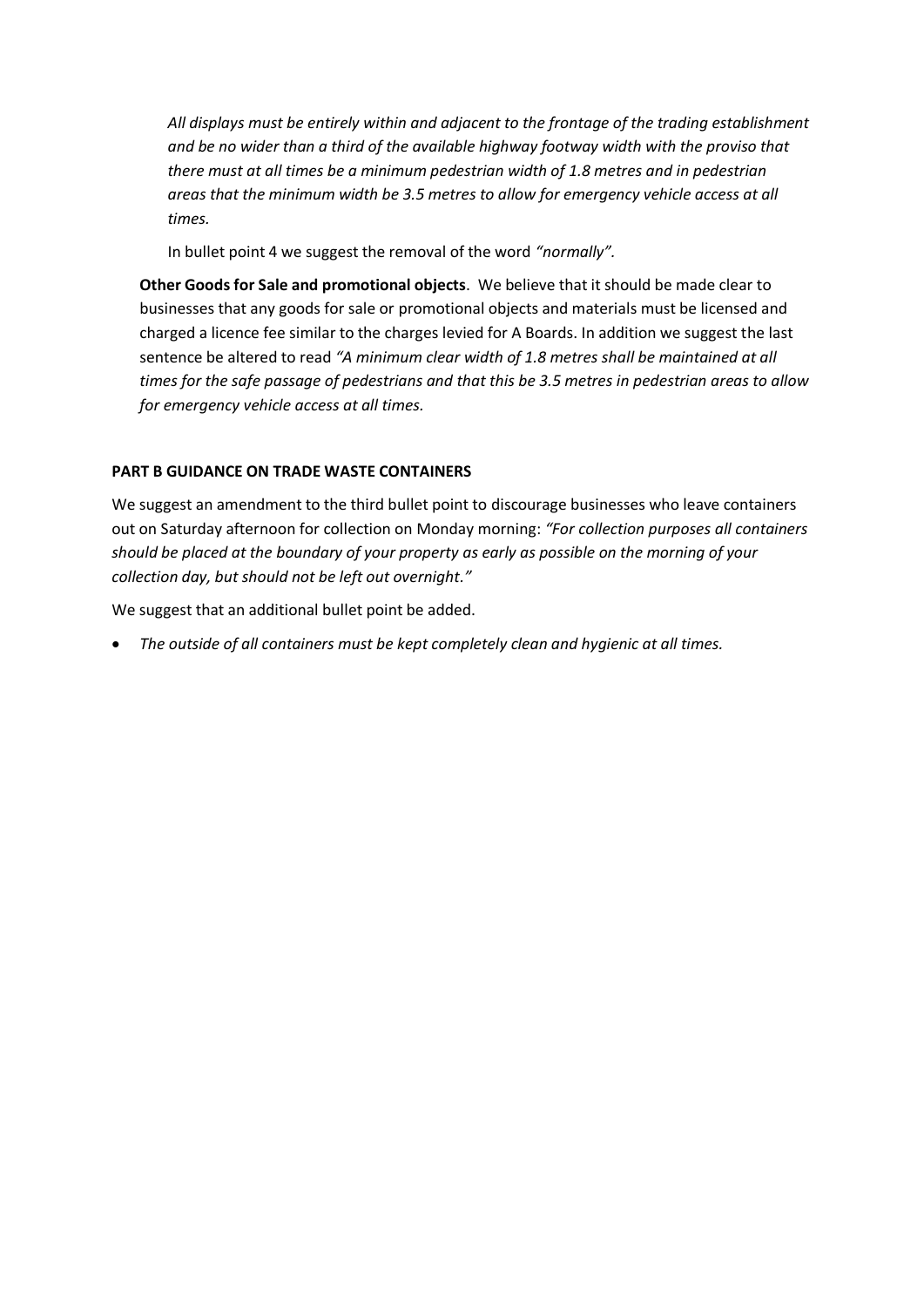*All displays must be entirely within and adjacent to the frontage of the trading establishment and be no wider than a third of the available highway footway width with the proviso that there must at all times be a minimum pedestrian width of 1.8 metres and in pedestrian areas that the minimum width be 3.5 metres to allow for emergency vehicle access at all times.*

In bullet point 4 we suggest the removal of the word *"normally".*

**Other Goods for Sale and promotional objects**. We believe that it should be made clear to businesses that any goods for sale or promotional objects and materials must be licensed and charged a licence fee similar to the charges levied for A Boards. In addition we suggest the last sentence be altered to read *"A minimum clear width of 1.8 metres shall be maintained at all times for the safe passage of pedestrians and that this be 3.5 metres in pedestrian areas to allow for emergency vehicle access at all times.*

**PART B GUIDANCE ON TRADE WASTE CONTAINERS**

We suggest an amendment to the third bullet point to discourage businesses who leave containers out on Saturday afternoon for collection on Monday morning: *"For collection purposes all containers should be placed at the boundary of your property as early as possible on the morning of your collection day, but should not be left out overnight."*

We suggest that an additional bullet point be added.

- *The outside of all containers must be kept completely clean and hygienic at all times.*